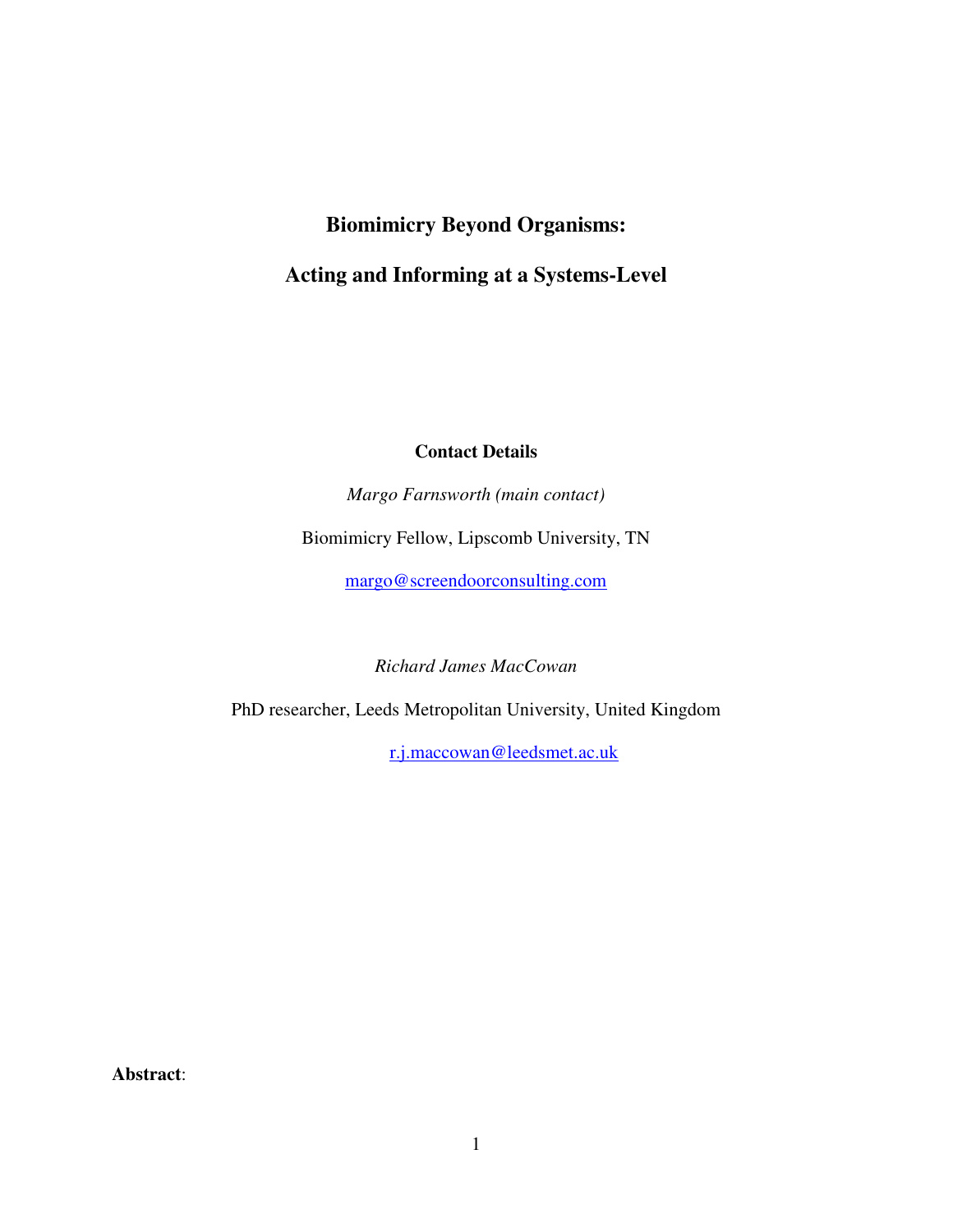# Biomimicry Beyond Organisms:

# Acting and Informing at a Systems-Level

**Contact Details**

*Margo Farnsworth (main contact)*

Biomimicry Fellow, Lipscomb University, TN

margo@screendoorconsulting.com

*Richard James MacCowan*

PhD researcher, Leeds Metropolitan University, United Kingdom

r.j.maccowan@leedsmet.ac.uk

**Abstract**: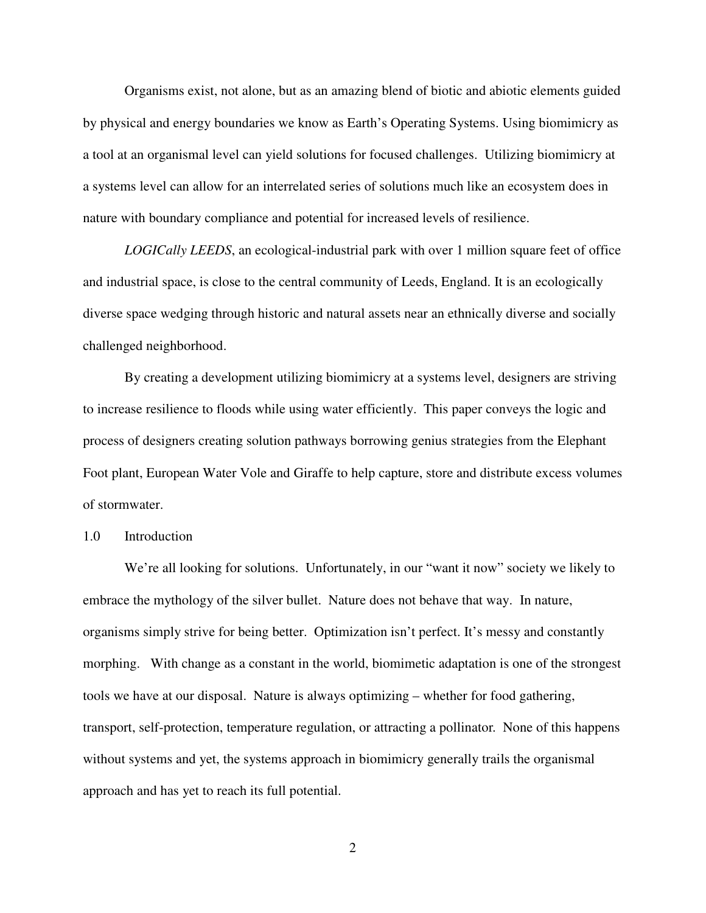Organisms exist, not alone, but as an amazing blend of biotic and abiotic elements guided by physical and energy boundaries we know as Earth's Operating Systems. Using biomimicry as a tool at an organismal level can yield solutions for focused challenges. Utilizing biomimicry at a systems level can allow for an interrelated series of solutions much like an ecosystem does in nature with boundary compliance and potential for increased levels of resilience.

*LOGICally LEEDS*, an ecological-industrial park with over 1 million square feet of office and industrial space, is close to the central community of Leeds, England. It is an ecologically diverse space wedging through historic and natural assets near an ethnically diverse and socially challenged neighborhood.

By creating a development utilizing biomimicry at a systems level, designers are striving to increase resilience to floods while using water efficiently. This paper conveys the logic and process of designers creating solution pathways borrowing genius strategies from the Elephant Foot plant, European Water Vole and Giraffe to help capture, store and distribute excess volumes of stormwater.

## 1.0 Introduction

We're all looking for solutions. Unfortunately, in our "want it now" society we likely to embrace the mythology of the silver bullet. Nature does not behave that way. In nature, organisms simply strive for being better. Optimization isn't perfect. It's messy and constantly morphing. With change as a constant in the world, biomimetic adaptation is one of the strongest tools we have at our disposal. Nature is always optimizing – whether for food gathering, transport, self-protection, temperature regulation, or attracting a pollinator. None of this happens without systems and yet, the systems approach in biomimicry generally trails the organismal approach and has yet to reach its full potential.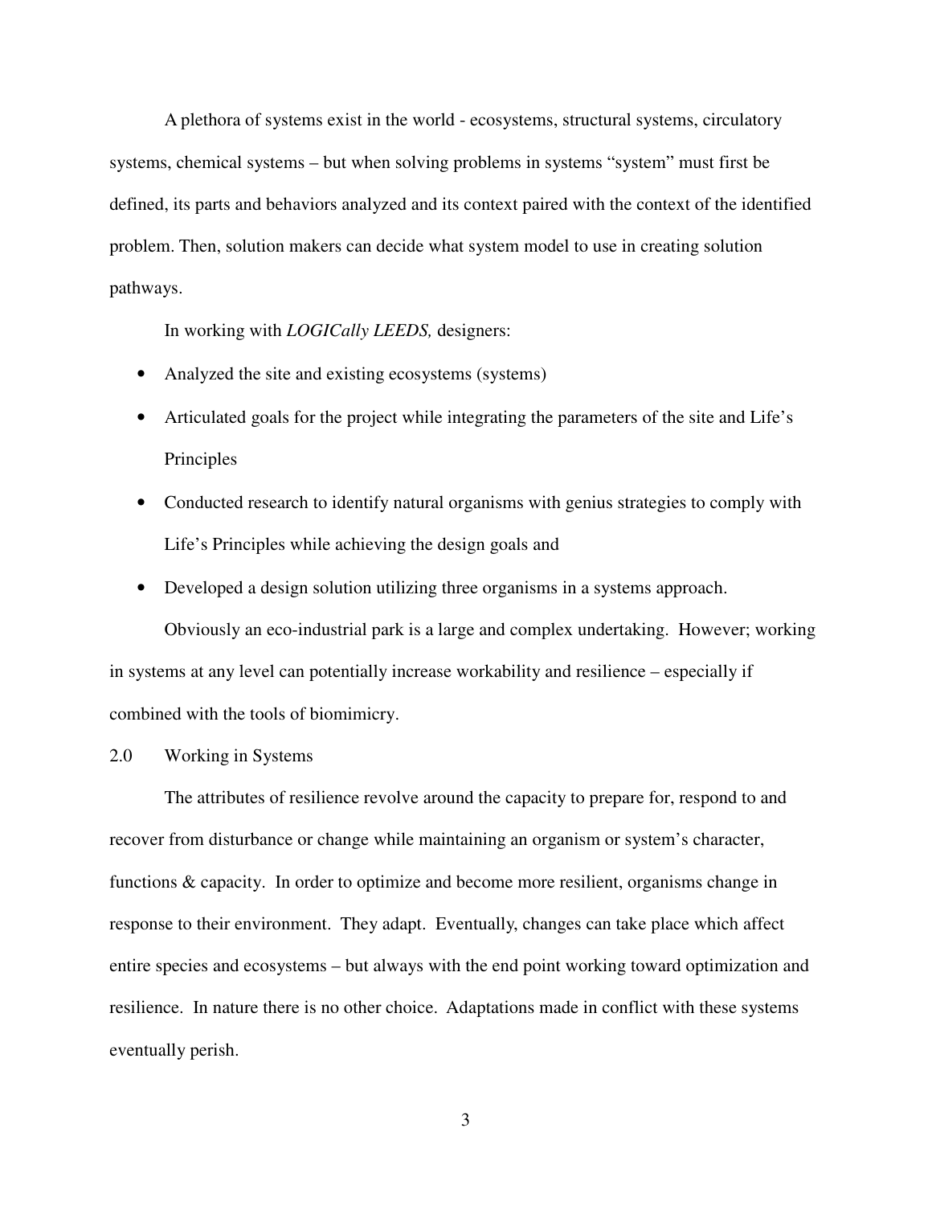A plethora of systems exist in the world - ecosystems, structural systems, circulatory systems, chemical systems – but when solving problems in systems "system" must first be defined, its parts and behaviors analyzed and its context paired with the context of the identified problem. Then, solution makers can decide what system model to use in creating solution pathways.

In working with *LOGICally LEEDS,* designers:

- Analyzed the site and existing ecosystems (systems)
- Articulated goals for the project while integrating the parameters of the site and Life's Principles
- Conducted research to identify natural organisms with genius strategies to comply with Life's Principles while achieving the design goals and
- Developed a design solution utilizing three organisms in a systems approach.

Obviously an eco-industrial park is a large and complex undertaking. However; working in systems at any level can potentially increase workability and resilience – especially if combined with the tools of biomimicry.

## 2.0 Working in Systems

The attributes of resilience revolve around the capacity to prepare for, respond to and recover from disturbance or change while maintaining an organism or system's character, functions & capacity. In order to optimize and become more resilient, organisms change in response to their environment. They adapt. Eventually, changes can take place which affect entire species and ecosystems – but always with the end point working toward optimization and resilience. In nature there is no other choice. Adaptations made in conflict with these systems eventually perish.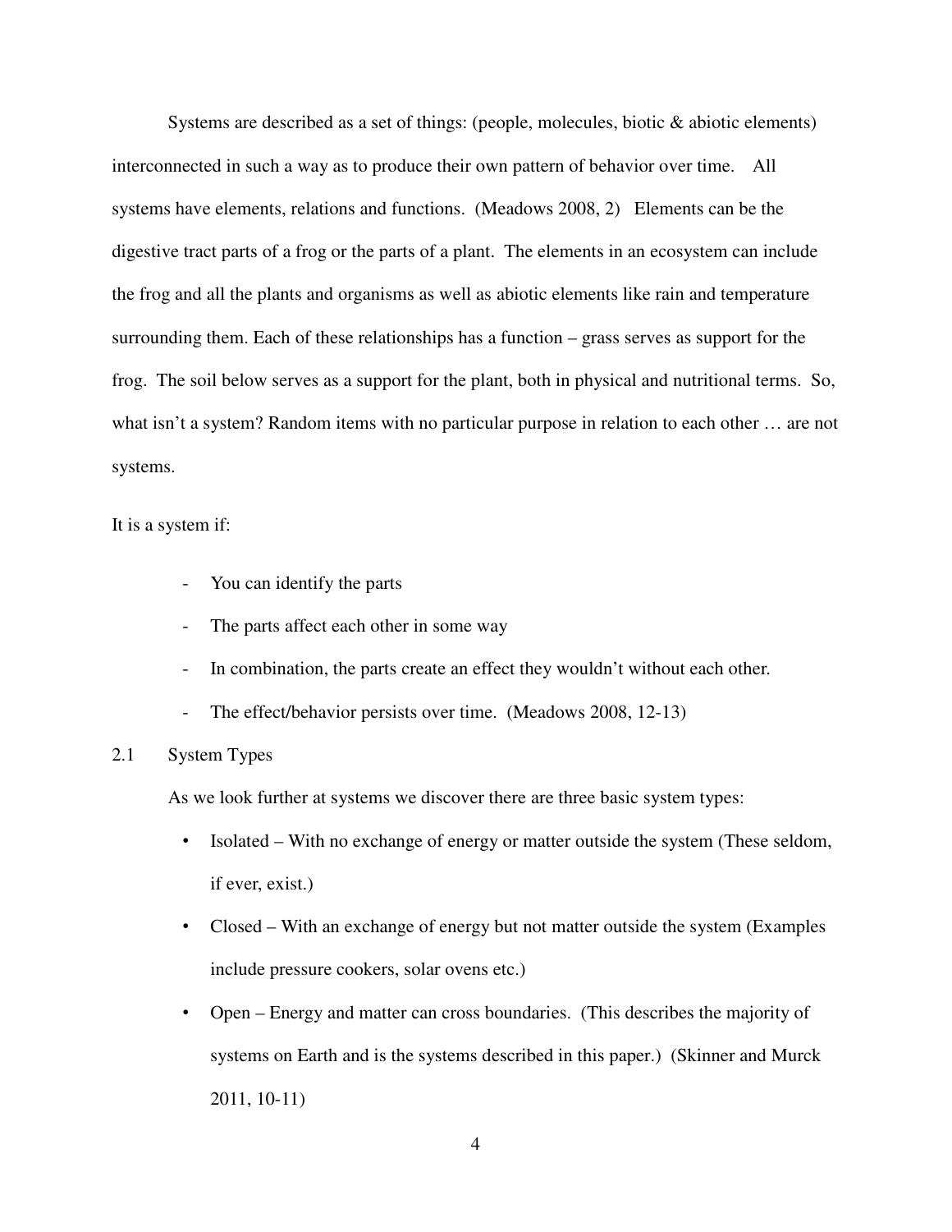Systems are described as a set of things: (people, molecules, biotic & abiotic elements) interconnected in such a way as to produce their own pattern of behavior over time. All systems have elements, relations and functions. (Meadows 2008, 2) Elements can be the digestive tract parts of a frog or the parts of a plant. The elements in an ecosystem can include the frog and all the plants and organisms as well as abiotic elements like rain and temperature surrounding them. Each of these relationships has a function – grass serves as support for the frog. The soil below serves as a support for the plant, both in physical and nutritional terms. So, what isn't a system? Random items with no particular purpose in relation to each other … are not systems.

It is a system if:

- You can identify the parts
- The parts affect each other in some way
- In combination, the parts create an effect they wouldn't without each other.
- The effect/behavior persists over time. (Meadows 2008, 12-13)

## 2.1 System Types

As we look further at systems we discover there are three basic system types:

- Isolated – With no exchange of energy or matter outside the system (These seldom, if ever, exist.)
- Closed – With an exchange of energy but not matter outside the system (Examples include pressure cookers, solar ovens etc.)
- Open – Energy and matter can cross boundaries. (This describes the majority of systems on Earth and is the systems described in this paper.) (Skinner and Murck 2011, 10-11)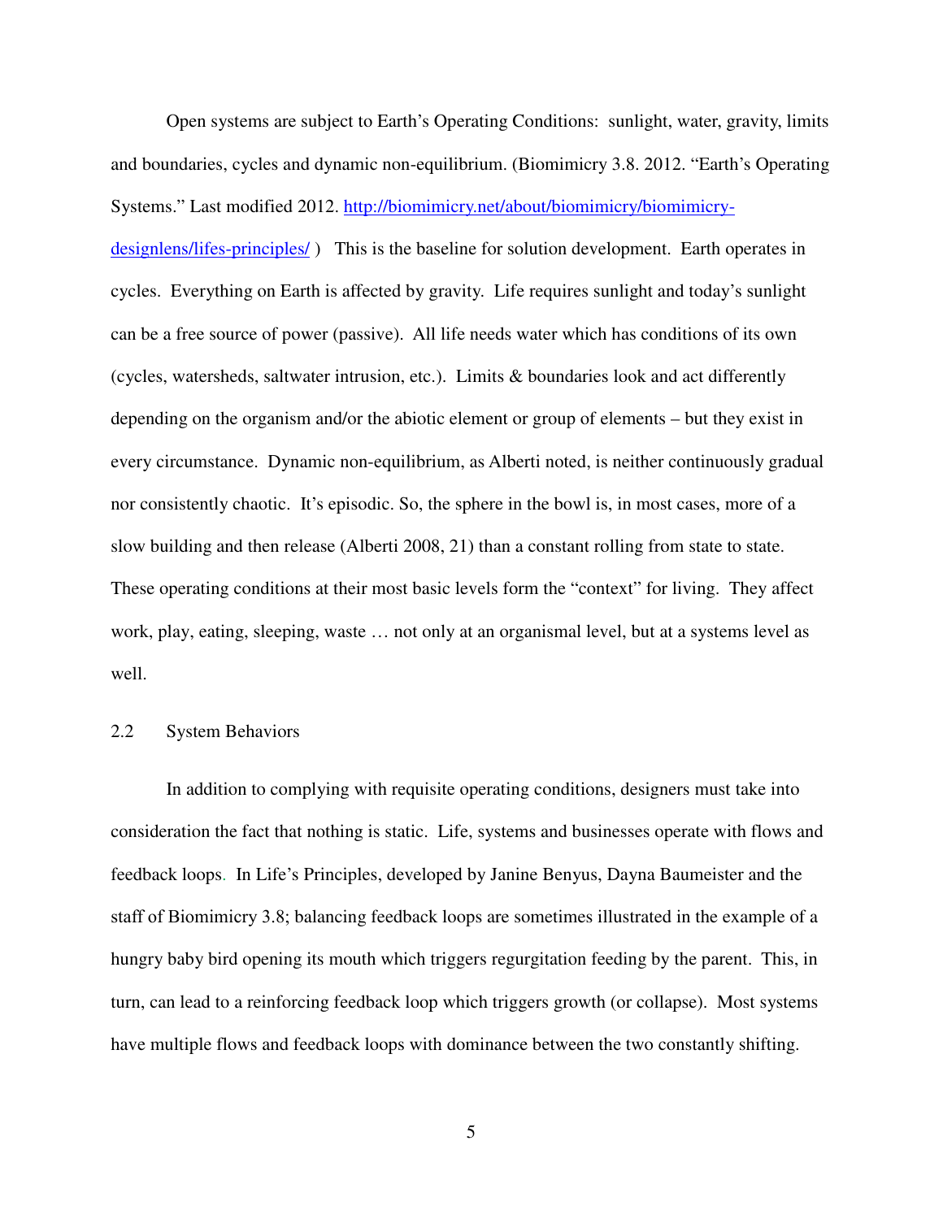Open systems are subject to Earth's Operating Conditions: sunlight, water, gravity, limits and boundaries, cycles and dynamic non-equilibrium. (Biomimicry 3.8. 2012. "Earth's Operating Systems." Last modified 2012. [http://biomimicry.net/about/biomimicry/biomimicry-designlens/lifes-principles/](http://biomimicry.net/about/biomimicry/biomimicry-designlens/lifes-principles/) ) This is the baseline for solution development. Earth operates in cycles. Everything on Earth is affected by gravity. Life requires sunlight and today's sunlight can be a free source of power (passive). All life needs water which has conditions of its own (cycles, watersheds, saltwater intrusion, etc.). Limits & boundaries look and act differently depending on the organism and/or the abiotic element or group of elements – but they exist in every circumstance. Dynamic non-equilibrium, as Alberti noted, is neither continuously gradual nor consistently chaotic. It's episodic. So, the sphere in the bowl is, in most cases, more of a slow building and then release (Alberti 2008, 21) than a constant rolling from state to state. These operating conditions at their most basic levels form the "context" for living. They affect work, play, eating, sleeping, waste … not only at an organismal level, but at a systems level as well.

## 2.2 System Behaviors

In addition to complying with requisite operating conditions, designers must take into consideration the fact that nothing is static. Life, systems and businesses operate with flows and feedback loops. In Life's Principles, developed by Janine Benyus, Dayna Baumeister and the staff of Biomimicry 3.8; balancing feedback loops are sometimes illustrated in the example of a hungry baby bird opening its mouth which triggers regurgitation feeding by the parent. This, in turn, can lead to a reinforcing feedback loop which triggers growth (or collapse). Most systems have multiple flows and feedback loops with dominance between the two constantly shifting.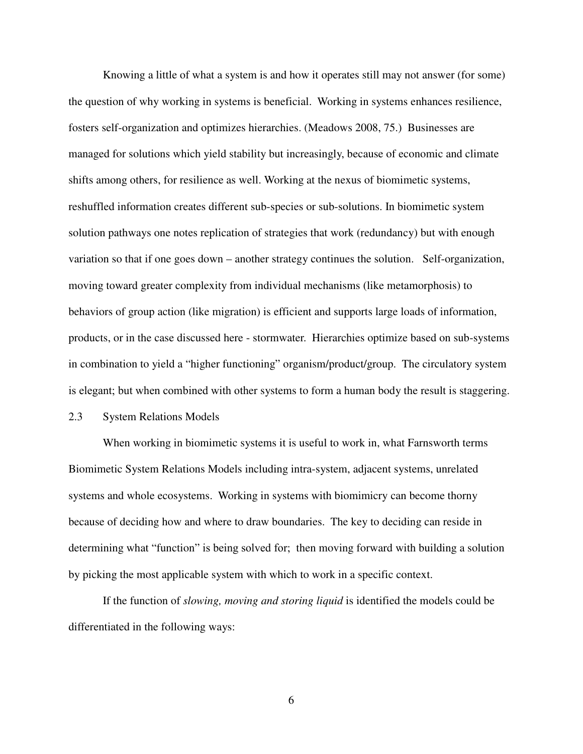Knowing a little of what a system is and how it operates still may not answer (for some) the question of why working in systems is beneficial. Working in systems enhances resilience, fosters self-organization and optimizes hierarchies. (Meadows 2008, 75.) Businesses are managed for solutions which yield stability but increasingly, because of economic and climate shifts among others, for resilience as well. Working at the nexus of biomimetic systems, reshuffled information creates different sub-species or sub-solutions. In biomimetic system solution pathways one notes replication of strategies that work (redundancy) but with enough variation so that if one goes down – another strategy continues the solution. Self-organization, moving toward greater complexity from individual mechanisms (like metamorphosis) to behaviors of group action (like migration) is efficient and supports large loads of information, products, or in the case discussed here - stormwater. Hierarchies optimize based on sub-systems in combination to yield a "higher functioning" organism/product/group. The circulatory system is elegant; but when combined with other systems to form a human body the result is staggering.

## 2.3 System Relations Models

When working in biomimetic systems it is useful to work in, what Farnsworth terms Biomimetic System Relations Models including intra-system, adjacent systems, unrelated systems and whole ecosystems. Working in systems with biomimicry can become thorny because of deciding how and where to draw boundaries. The key to deciding can reside in determining what "function" is being solved for; then moving forward with building a solution by picking the most applicable system with which to work in a specific context.

If the function of *slowing, moving and storing liquid* is identified the models could be differentiated in the following ways: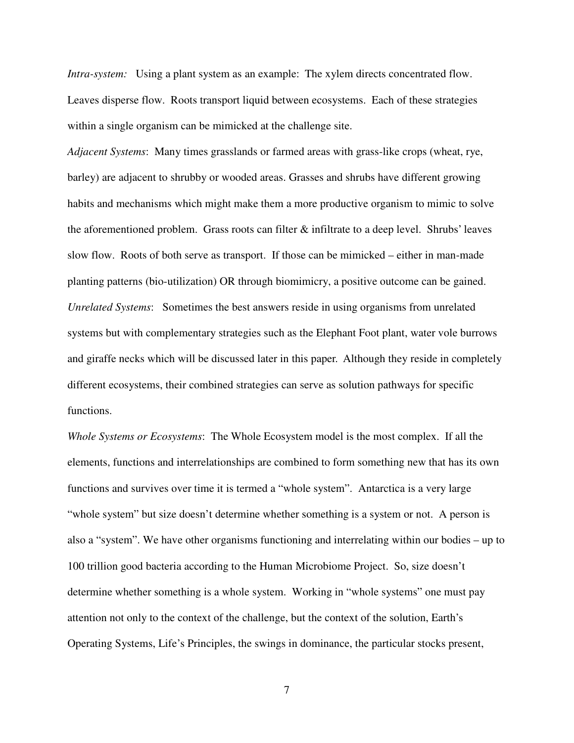*Intra-system:* Using a plant system as an example: The xylem directs concentrated flow. Leaves disperse flow. Roots transport liquid between ecosystems. Each of these strategies within a single organism can be mimicked at the challenge site.

*Adjacent Systems*: Many times grasslands or farmed areas with grass-like crops (wheat, rye, barley) are adjacent to shrubby or wooded areas. Grasses and shrubs have different growing habits and mechanisms which might make them a more productive organism to mimic to solve the aforementioned problem. Grass roots can filter & infiltrate to a deep level. Shrubs' leaves slow flow. Roots of both serve as transport. If those can be mimicked – either in man-made planting patterns (bio-utilization) OR through biomimicry, a positive outcome can be gained.

*Unrelated Systems*: Sometimes the best answers reside in using organisms from unrelated systems but with complementary strategies such as the Elephant Foot plant, water vole burrows and giraffe necks which will be discussed later in this paper. Although they reside in completely different ecosystems, their combined strategies can serve as solution pathways for specific functions.

*Whole Systems or Ecosystems*: The Whole Ecosystem model is the most complex. If all the elements, functions and interrelationships are combined to form something new that has its own functions and survives over time it is termed a "whole system". Antarctica is a very large "whole system" but size doesn't determine whether something is a system or not. A person is also a "system". We have other organisms functioning and interrelating within our bodies – up to 100 trillion good bacteria according to the Human Microbiome Project. So, size doesn't determine whether something is a whole system. Working in "whole systems" one must pay attention not only to the context of the challenge, but the context of the solution, Earth's Operating Systems, Life's Principles, the swings in dominance, the particular stocks present,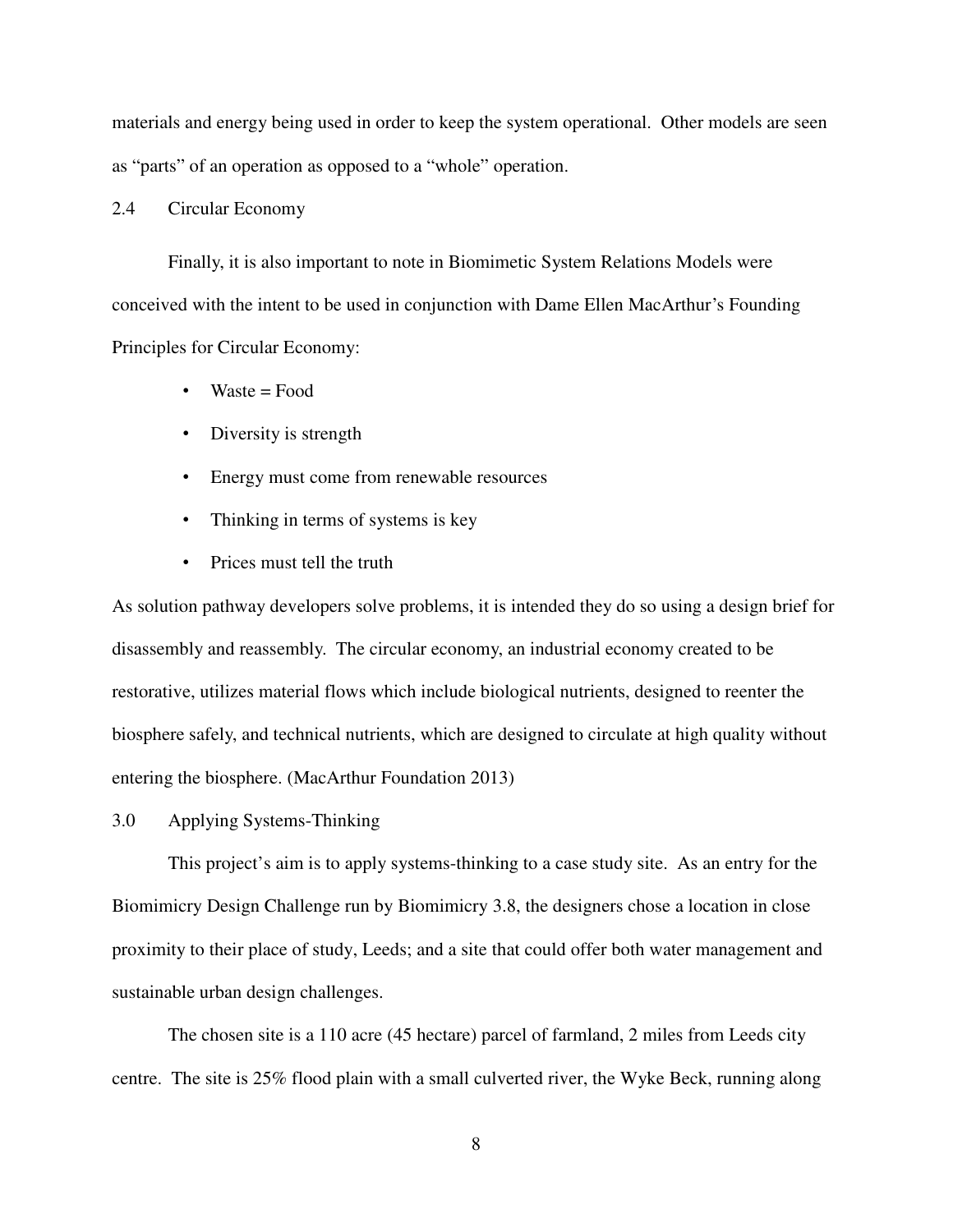materials and energy being used in order to keep the system operational. Other models are seen as "parts" of an operation as opposed to a "whole" operation.

## 2.4 Circular Economy

Finally, it is also important to note in Biomimetic System Relations Models were conceived with the intent to be used in conjunction with Dame Ellen MacArthur's Founding Principles for Circular Economy:

- Waste = Food
- Diversity is strength
- Energy must come from renewable resources
- Thinking in terms of systems is key
- Prices must tell the truth

As solution pathway developers solve problems, it is intended they do so using a design brief for disassembly and reassembly. The circular economy, an industrial economy created to be restorative, utilizes material flows which include biological nutrients, designed to reenter the biosphere safely, and technical nutrients, which are designed to circulate at high quality without entering the biosphere. (MacArthur Foundation 2013)

## 3.0 Applying Systems-Thinking

This project's aim is to apply systems-thinking to a case study site. As an entry for the Biomimicry Design Challenge run by Biomimicry 3.8, the designers chose a location in close proximity to their place of study, Leeds; and a site that could offer both water management and sustainable urban design challenges.

The chosen site is a 110 acre (45 hectare) parcel of farmland, 2 miles from Leeds city centre. The site is 25% flood plain with a small culverted river, the Wyke Beck, running along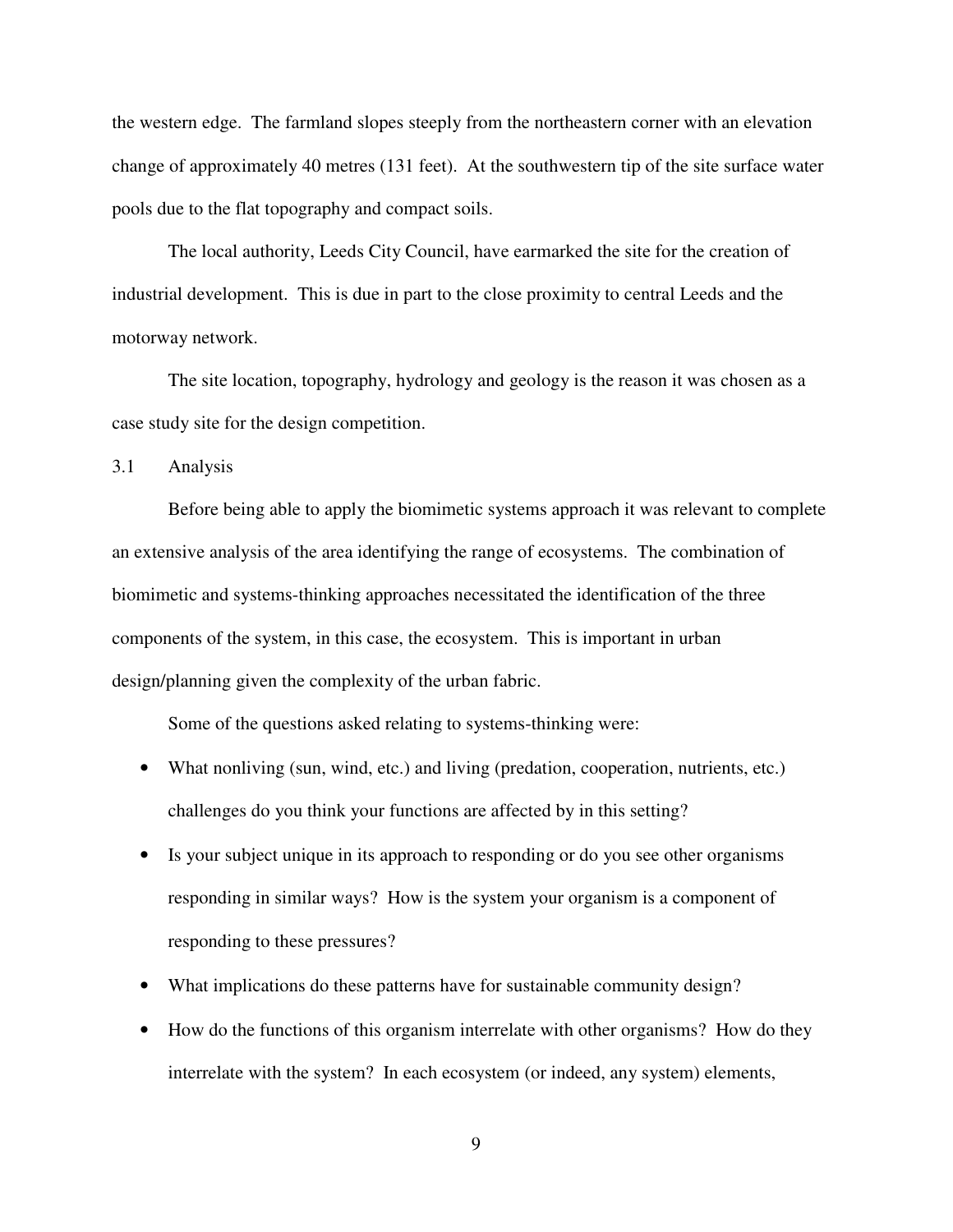the western edge. The farmland slopes steeply from the northeastern corner with an elevation change of approximately 40 metres (131 feet). At the southwestern tip of the site surface water pools due to the flat topography and compact soils.

The local authority, Leeds City Council, have earmarked the site for the creation of industrial development. This is due in part to the close proximity to central Leeds and the motorway network.

The site location, topography, hydrology and geology is the reason it was chosen as a case study site for the design competition.

## 3.1 Analysis

Before being able to apply the biomimetic systems approach it was relevant to complete an extensive analysis of the area identifying the range of ecosystems. The combination of biomimetic and systems-thinking approaches necessitated the identification of the three components of the system, in this case, the ecosystem. This is important in urban design/planning given the complexity of the urban fabric.

Some of the questions asked relating to systems-thinking were:

- What nonliving (sun, wind, etc.) and living (predation, cooperation, nutrients, etc.) challenges do you think your functions are affected by in this setting?
- Is your subject unique in its approach to responding or do you see other organisms responding in similar ways? How is the system your organism is a component of responding to these pressures?
- What implications do these patterns have for sustainable community design?
- How do the functions of this organism interrelate with other organisms? How do they interrelate with the system? In each ecosystem (or indeed, any system) elements,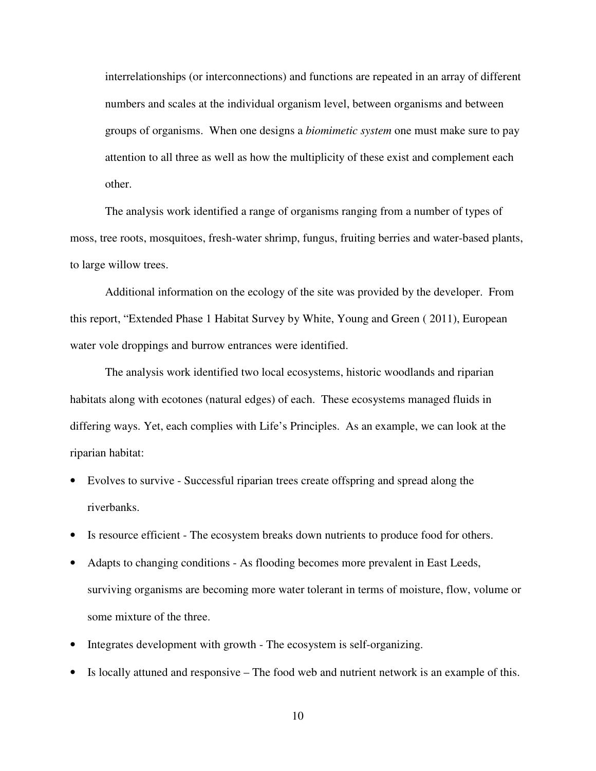interrelationships (or interconnections) and functions are repeated in an array of different numbers and scales at the individual organism level, between organisms and between groups of organisms. When one designs a *biomimetic system* one must make sure to pay attention to all three as well as how the multiplicity of these exist and complement each other.

The analysis work identified a range of organisms ranging from a number of types of moss, tree roots, mosquitoes, fresh-water shrimp, fungus, fruiting berries and water-based plants, to large willow trees.

Additional information on the ecology of the site was provided by the developer. From this report, "Extended Phase 1 Habitat Survey by White, Young and Green ( 2011), European water vole droppings and burrow entrances were identified.

The analysis work identified two local ecosystems, historic woodlands and riparian habitats along with ecotones (natural edges) of each. These ecosystems managed fluids in differing ways. Yet, each complies with Life's Principles. As an example, we can look at the riparian habitat:

- Evolves to survive - Successful riparian trees create offspring and spread along the riverbanks.
- Is resource efficient - The ecosystem breaks down nutrients to produce food for others.
- Adapts to changing conditions - As flooding becomes more prevalent in East Leeds, surviving organisms are becoming more water tolerant in terms of moisture, flow, volume or some mixture of the three.
- Integrates development with growth - The ecosystem is self-organizing.
- Is locally attuned and responsive – The food web and nutrient network is an example of this.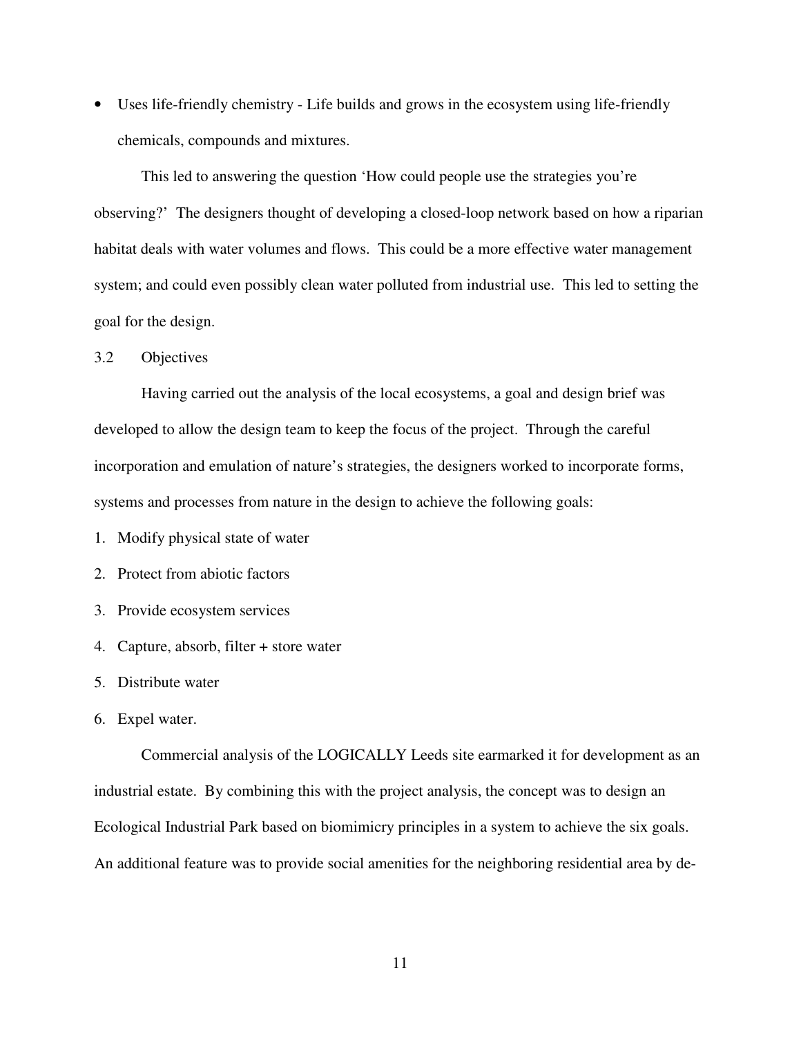- Uses life-friendly chemistry - Life builds and grows in the ecosystem using life-friendly chemicals, compounds and mixtures.

This led to answering the question 'How could people use the strategies you're observing?' The designers thought of developing a closed-loop network based on how a riparian habitat deals with water volumes and flows. This could be a more effective water management system; and could even possibly clean water polluted from industrial use. This led to setting the goal for the design.

### 3.2 Objectives

Having carried out the analysis of the local ecosystems, a goal and design brief was developed to allow the design team to keep the focus of the project. Through the careful incorporation and emulation of nature's strategies, the designers worked to incorporate forms, systems and processes from nature in the design to achieve the following goals:

1. Modify physical state of water
2. Protect from abiotic factors
3. Provide ecosystem services
4. Capture, absorb, filter + store water
5. Distribute water
6. Expel water.

Commercial analysis of the LOGICALLY Leeds site earmarked it for development as an industrial estate. By combining this with the project analysis, the concept was to design an Ecological Industrial Park based on biomimicry principles in a system to achieve the six goals. An additional feature was to provide social amenities for the neighboring residential area by de-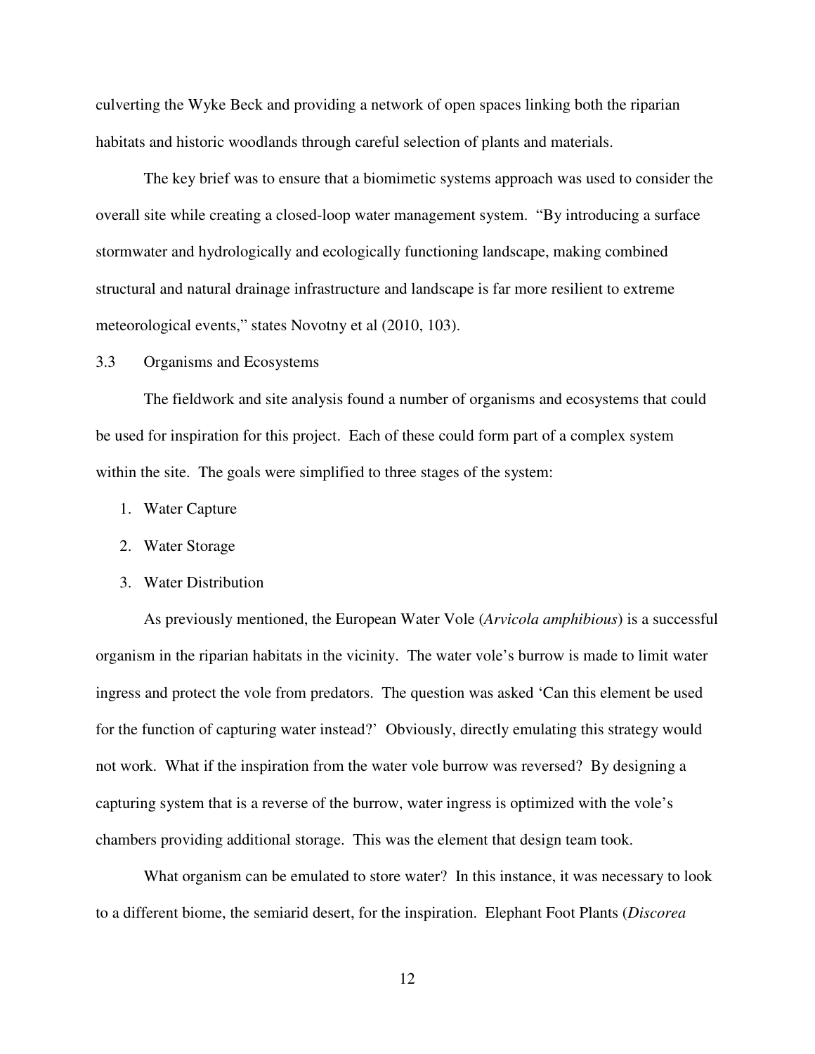culverting the Wyke Beck and providing a network of open spaces linking both the riparian habitats and historic woodlands through careful selection of plants and materials.

The key brief was to ensure that a biomimetic systems approach was used to consider the overall site while creating a closed-loop water management system. "By introducing a surface stormwater and hydrologically and ecologically functioning landscape, making combined structural and natural drainage infrastructure and landscape is far more resilient to extreme meteorological events," states Novotny et al (2010, 103).

### 3.3 Organisms and Ecosystems

The fieldwork and site analysis found a number of organisms and ecosystems that could be used for inspiration for this project. Each of these could form part of a complex system within the site. The goals were simplified to three stages of the system:

1. Water Capture
2. Water Storage
3. Water Distribution

As previously mentioned, the European Water Vole (*Arvicola amphibious*) is a successful organism in the riparian habitats in the vicinity. The water vole's burrow is made to limit water ingress and protect the vole from predators. The question was asked 'Can this element be used for the function of capturing water instead?' Obviously, directly emulating this strategy would not work. What if the inspiration from the water vole burrow was reversed? By designing a capturing system that is a reverse of the burrow, water ingress is optimized with the vole's chambers providing additional storage. This was the element that design team took.

What organism can be emulated to store water? In this instance, it was necessary to look to a different biome, the semiarid desert, for the inspiration. Elephant Foot Plants (*Discorea*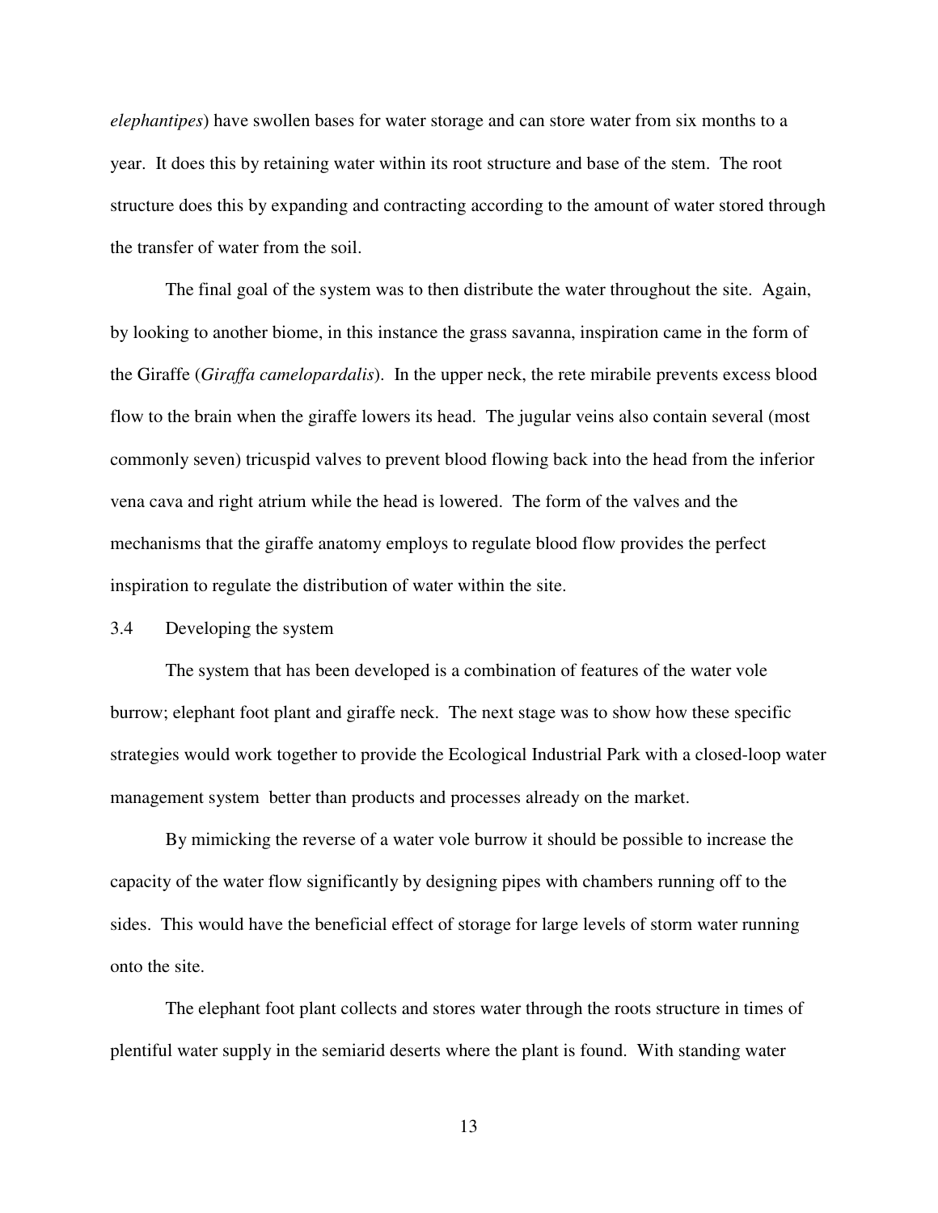*elephantipes*) have swollen bases for water storage and can store water from six months to a year. It does this by retaining water within its root structure and base of the stem. The root structure does this by expanding and contracting according to the amount of water stored through the transfer of water from the soil.

The final goal of the system was to then distribute the water throughout the site. Again, by looking to another biome, in this instance the grass savanna, inspiration came in the form of the Giraffe (*Giraffa camelopardalis*). In the upper neck, the rete mirabile prevents excess blood flow to the brain when the giraffe lowers its head. The jugular veins also contain several (most commonly seven) tricuspid valves to prevent blood flowing back into the head from the inferior vena cava and right atrium while the head is lowered. The form of the valves and the mechanisms that the giraffe anatomy employs to regulate blood flow provides the perfect inspiration to regulate the distribution of water within the site.

## 3.4 Developing the system

The system that has been developed is a combination of features of the water vole burrow; elephant foot plant and giraffe neck. The next stage was to show how these specific strategies would work together to provide the Ecological Industrial Park with a closed-loop water management system better than products and processes already on the market.

By mimicking the reverse of a water vole burrow it should be possible to increase the capacity of the water flow significantly by designing pipes with chambers running off to the sides. This would have the beneficial effect of storage for large levels of storm water running onto the site.

The elephant foot plant collects and stores water through the roots structure in times of plentiful water supply in the semiarid deserts where the plant is found. With standing water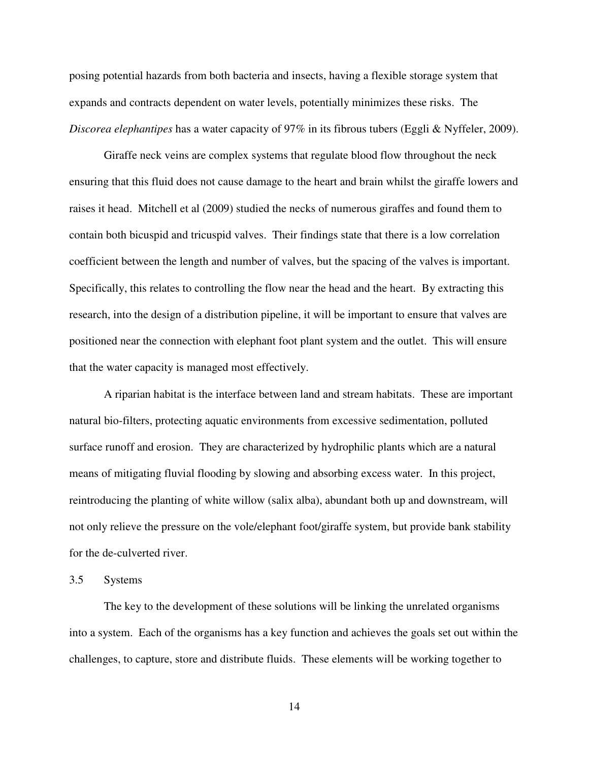posing potential hazards from both bacteria and insects, having a flexible storage system that expands and contracts dependent on water levels, potentially minimizes these risks. The *Discorea elephantipes* has a water capacity of 97% in its fibrous tubers (Eggli & Nyffeler, 2009).

Giraffe neck veins are complex systems that regulate blood flow throughout the neck ensuring that this fluid does not cause damage to the heart and brain whilst the giraffe lowers and raises it head. Mitchell et al (2009) studied the necks of numerous giraffes and found them to contain both bicuspid and tricuspid valves. Their findings state that there is a low correlation coefficient between the length and number of valves, but the spacing of the valves is important. Specifically, this relates to controlling the flow near the head and the heart. By extracting this research, into the design of a distribution pipeline, it will be important to ensure that valves are positioned near the connection with elephant foot plant system and the outlet. This will ensure that the water capacity is managed most effectively.

A riparian habitat is the interface between land and stream habitats. These are important natural bio-filters, protecting aquatic environments from excessive sedimentation, polluted surface runoff and erosion. They are characterized by hydrophilic plants which are a natural means of mitigating fluvial flooding by slowing and absorbing excess water. In this project, reintroducing the planting of white willow (salix alba), abundant both up and downstream, will not only relieve the pressure on the vole/elephant foot/giraffe system, but provide bank stability for the de-culverted river.

### 3.5 Systems

The key to the development of these solutions will be linking the unrelated organisms into a system. Each of the organisms has a key function and achieves the goals set out within the challenges, to capture, store and distribute fluids. These elements will be working together to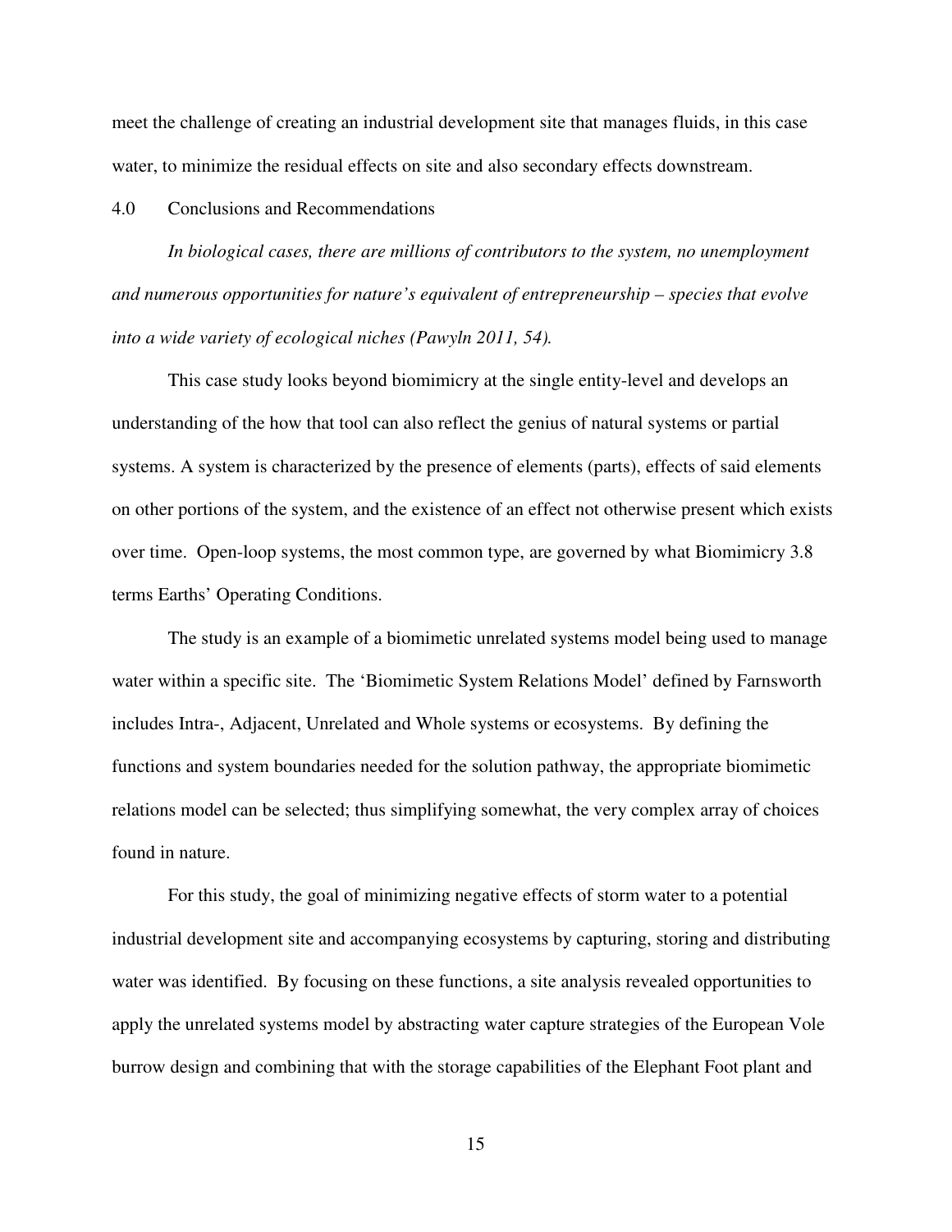meet the challenge of creating an industrial development site that manages fluids, in this case water, to minimize the residual effects on site and also secondary effects downstream.

## 4.0 Conclusions and Recommendations

*In biological cases, there are millions of contributors to the system, no unemployment and numerous opportunities for nature's equivalent of entrepreneurship – species that evolve into a wide variety of ecological niches (Pawyln 2011, 54).*

This case study looks beyond biomimicry at the single entity-level and develops an understanding of the how that tool can also reflect the genius of natural systems or partial systems. A system is characterized by the presence of elements (parts), effects of said elements on other portions of the system, and the existence of an effect not otherwise present which exists over time. Open-loop systems, the most common type, are governed by what Biomimicry 3.8 terms Earths' Operating Conditions.

The study is an example of a biomimetic unrelated systems model being used to manage water within a specific site. The 'Biomimetic System Relations Model' defined by Farnsworth includes Intra-, Adjacent, Unrelated and Whole systems or ecosystems. By defining the functions and system boundaries needed for the solution pathway, the appropriate biomimetic relations model can be selected; thus simplifying somewhat, the very complex array of choices found in nature.

For this study, the goal of minimizing negative effects of storm water to a potential industrial development site and accompanying ecosystems by capturing, storing and distributing water was identified. By focusing on these functions, a site analysis revealed opportunities to apply the unrelated systems model by abstracting water capture strategies of the European Vole burrow design and combining that with the storage capabilities of the Elephant Foot plant and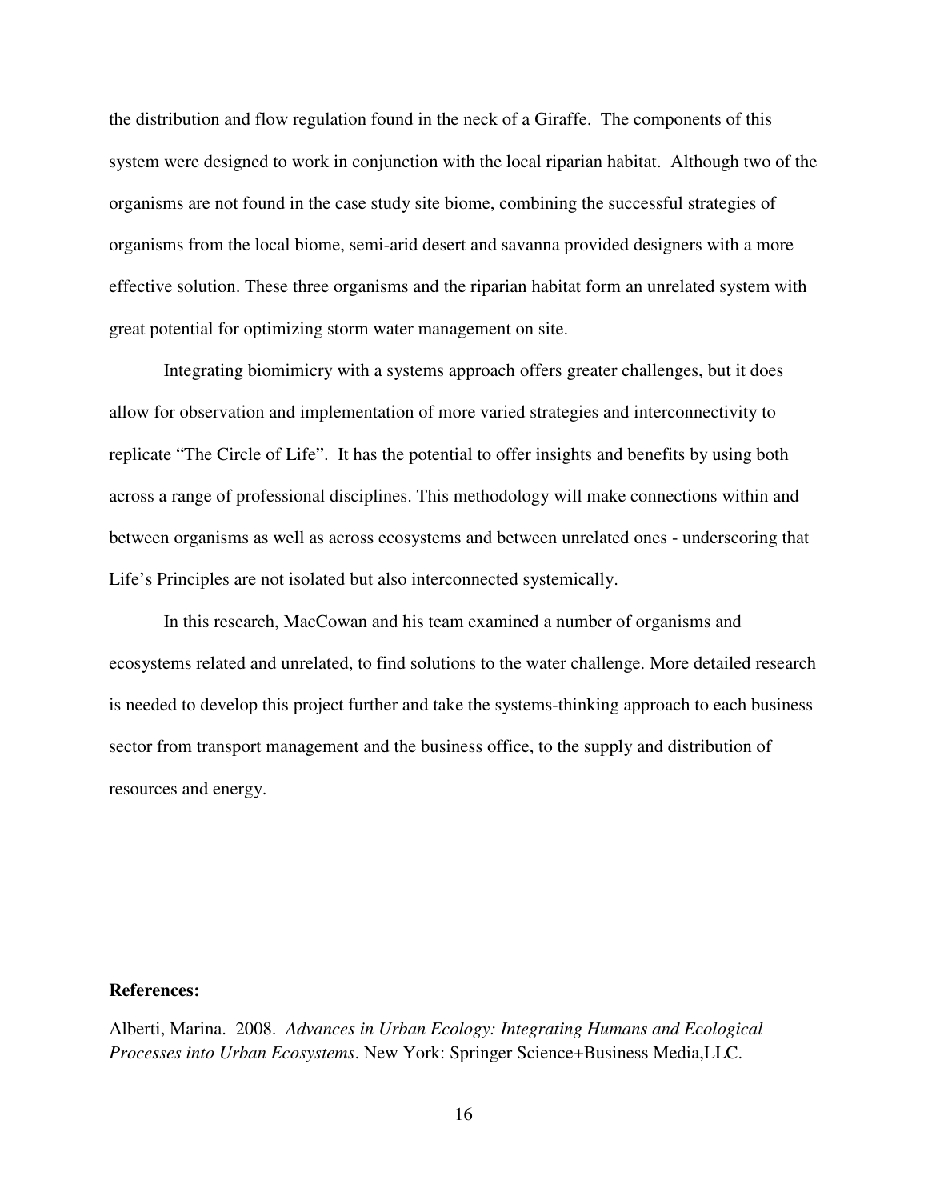the distribution and flow regulation found in the neck of a Giraffe. The components of this system were designed to work in conjunction with the local riparian habitat. Although two of the organisms are not found in the case study site biome, combining the successful strategies of organisms from the local biome, semi-arid desert and savanna provided designers with a more effective solution. These three organisms and the riparian habitat form an unrelated system with great potential for optimizing storm water management on site.

Integrating biomimicry with a systems approach offers greater challenges, but it does allow for observation and implementation of more varied strategies and interconnectivity to replicate "The Circle of Life". It has the potential to offer insights and benefits by using both across a range of professional disciplines. This methodology will make connections within and between organisms as well as across ecosystems and between unrelated ones - underscoring that Life's Principles are not isolated but also interconnected systemically.

In this research, MacCowan and his team examined a number of organisms and ecosystems related and unrelated, to find solutions to the water challenge. More detailed research is needed to develop this project further and take the systems-thinking approach to each business sector from transport management and the business office, to the supply and distribution of resources and energy.

**References:**

Alberti, Marina. 2008. *Advances in Urban Ecology: Integrating Humans and Ecological Processes into Urban Ecosystems*. New York: Springer Science+Business Media,LLC.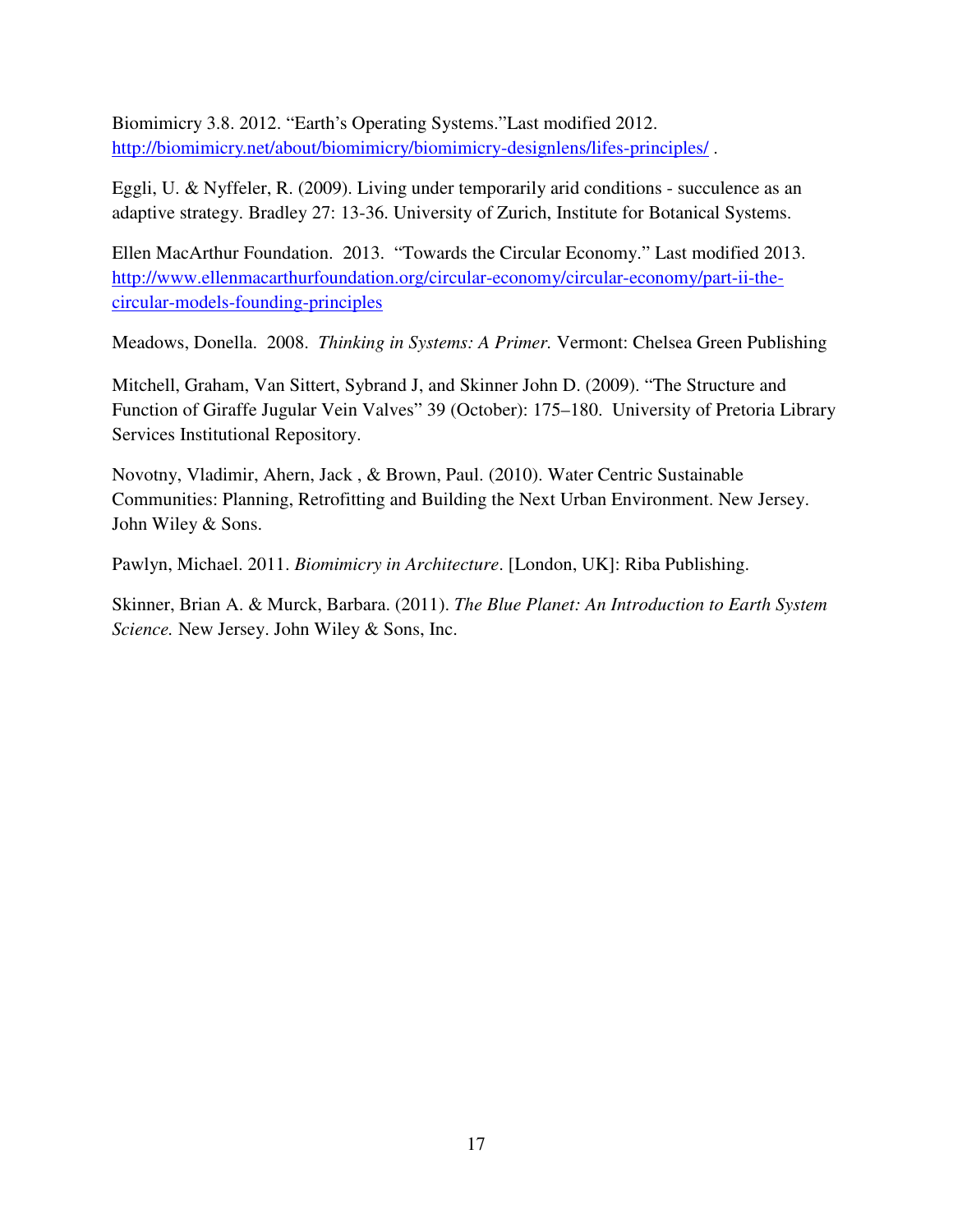Biomimicry 3.8. 2012. "Earth's Operating Systems."Last modified 2012. http://biomimicry.net/about/biomimicry/biomimicry-designlens/lifes-principles/ .

Eggli, U. & Nyffeler, R. (2009). Living under temporarily arid conditions - succulence as an adaptive strategy. Bradley 27: 13-36. University of Zurich, Institute for Botanical Systems.

Ellen MacArthur Foundation. 2013. "Towards the Circular Economy." Last modified 2013. http://www.ellenmacarthurfoundation.org/circular-economy/circular-economy/part-ii-the-circular-models-founding-principles

Meadows, Donella. 2008. *Thinking in Systems: A Primer.* Vermont: Chelsea Green Publishing

Mitchell, Graham, Van Sittert, Sybrand J, and Skinner John D. (2009). "The Structure and Function of Giraffe Jugular Vein Valves" 39 (October): 175–180. University of Pretoria Library Services Institutional Repository.

Novotny, Vladimir, Ahern, Jack , & Brown, Paul. (2010). Water Centric Sustainable Communities: Planning, Retrofitting and Building the Next Urban Environment. New Jersey. John Wiley & Sons.

Pawlyn, Michael. 2011. *Biomimicry in Architecture*. [London, UK]: Riba Publishing.

Skinner, Brian A. & Murck, Barbara. (2011). *The Blue Planet: An Introduction to Earth System Science.* New Jersey. John Wiley & Sons, Inc.